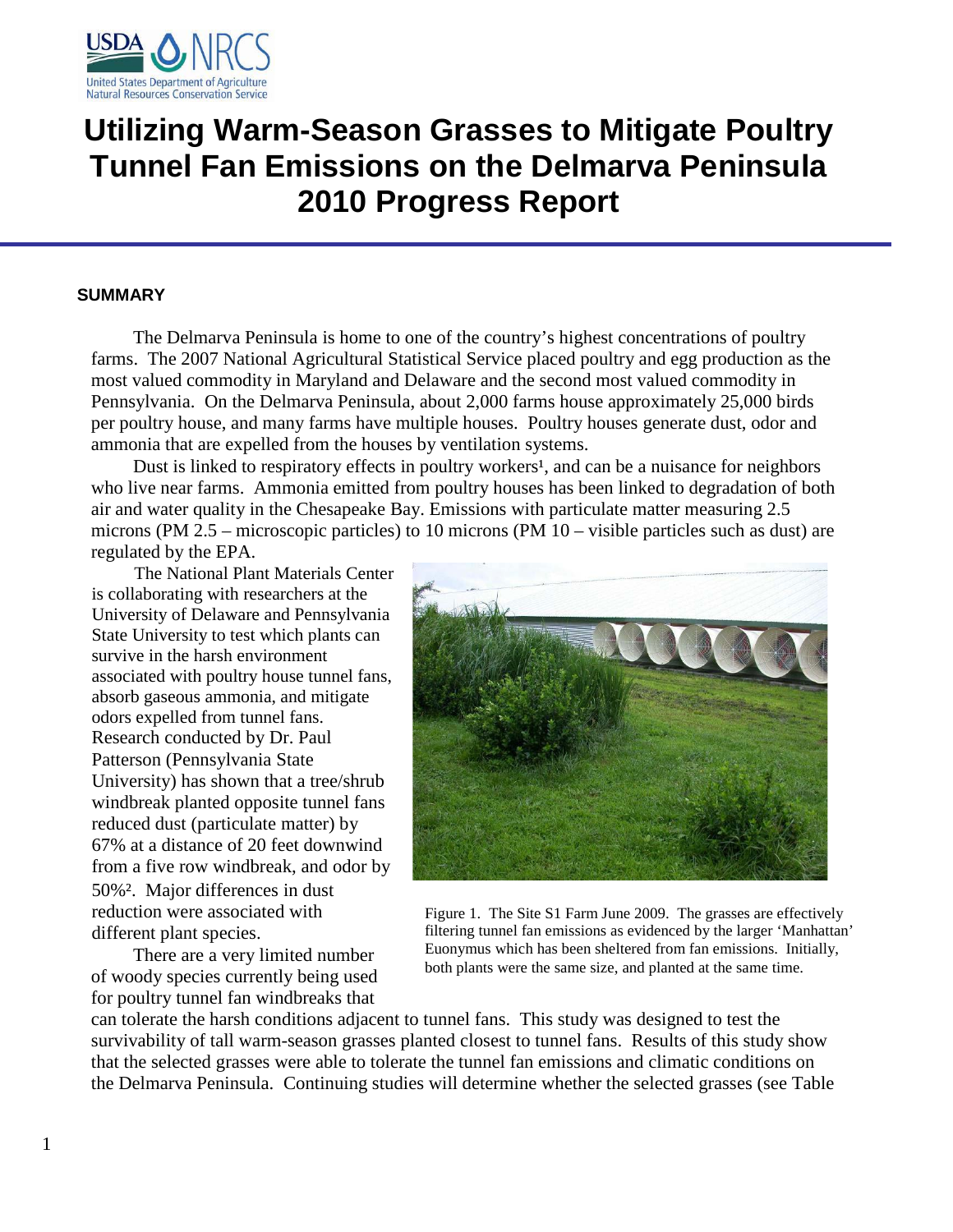# Utilizing Warm-Season Grasses to Mitigate Poultry Tunnel Fan Emissions on the Delmarva Peninsula 2010 Progress Report

## SUMMARY

The Delmarva Peninsula is home to one of the country's highest concentrations of poultry farms. The 2007 National Agricultural Statistical Service placed poultry and egg production as the most valued commodity in Maryland and Delaware and the second most valued commodity in Pennsylvania. On the Delmarva Peninsula, about 2,000 farms house approximately 25,000 birds per poultry house, and many farms have multiple houses. Poultry houses generate dust, odor and ammonia that are expelled from the houses by ventilation systems.

Dust is linked to respiratory effects in poultry workers[1], and can be a nuisance for neighbors who live near farms. Ammonia emitted from poultry houses has been linked to degradation of both air and water quality in the Chesapeake Bay. Emissions with particulate matter measuring 2.5 microns (PM 2.5 – microscopic particles) to 10 microns (PM 10 – visible particles such as dust) are regulated by the EPA.

The National Plant Materials Center is collaborating with researchers at the University of Delaware and Pennsylvania State University to test which plants can survive in the harsh environment associated with poultry house tunnel fans, absorb gaseous ammonia, and mitigate odors expelled from tunnel fans. Research conducted by Dr. Paul Patterson (Pennsylvania State University) has shown that a tree/shrub windbreak planted opposite tunnel fans reduced dust (particulate matter) by 67% at a distance of 20 feet downwind from a five row windbreak, and odor by 50%[2]. Major differences in dust reduction were associated with different plant species.

Figure 1. The Site S1 Farm June 2009. The grasses are effectively filtering tunnel fan emissions as evidenced by the larger 'Manhattan' Euonymus which has been sheltered from fan emissions. Initially, both plants were the same size, and planted at the same time.

There are a very limited number of woody species currently being used for poultry tunnel fan windbreaks that can tolerate the harsh conditions adjacent to tunnel fans. This study was designed to test the survivability of tall warm-season grasses planted closest to tunnel fans. Results of this study show that the selected grasses were able to tolerate the tunnel fan emissions and climatic conditions on the Delmarva Peninsula. Continuing studies will determine whether the selected grasses (see Table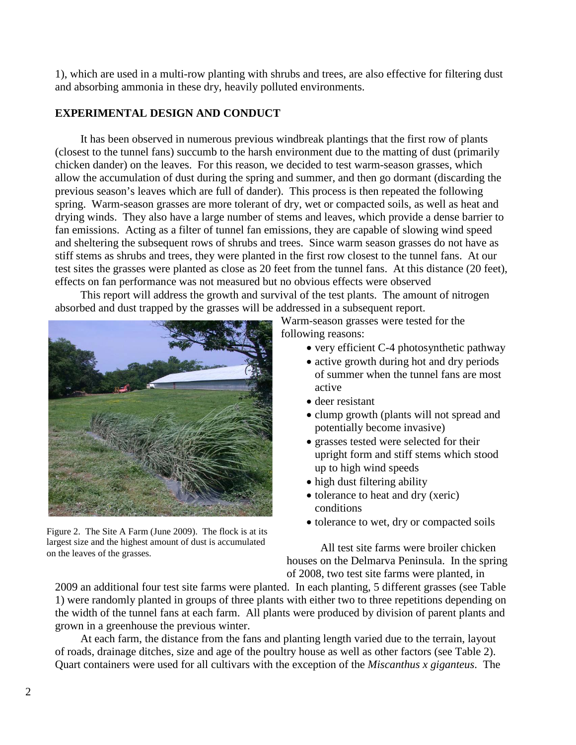1), which are used in a multi-row planting with shrubs and trees, are also effective for filtering dust and absorbing ammonia in these dry, heavily polluted environments.

## EXPERIMENTAL DESIGN AND CONDUCT

It has been observed in numerous previous windbreak plantings that the first row of plants (closest to the tunnel fans) succumb to the harsh environment due to the matting of dust (primarily chicken dander) on the leaves. For this reason, we decided to test warm-season grasses, which allow the accumulation of dust during the spring and summer, and then go dormant (discarding the previous season's leaves which are full of dander). This process is then repeated the following spring. Warm-season grasses are more tolerant of dry, wet or compacted soils, as well as heat and drying winds. They also have a large number of stems and leaves, which provide a dense barrier to fan emissions. Acting as a filter of tunnel fan emissions, they are capable of slowing wind speed and sheltering the subsequent rows of shrubs and trees. Since warm season grasses do not have as stiff stems as shrubs and trees, they were planted in the first row closest to the tunnel fans. At our test sites the grasses were planted as close as 20 feet from the tunnel fans. At this distance (20 feet), effects on fan performance was not measured but no obvious effects were observed

This report will address the growth and survival of the test plants. The amount of nitrogen absorbed and dust trapped by the grasses will be addressed in a subsequent report.

Figure 2. The Site A Farm (June 2009). The flock is at its largest size and the highest amount of dust is accumulated on the leaves of the grasses.

Warm-season grasses were tested for the following reasons:

- very efficient C-4 photosynthetic pathway
- active growth during hot and dry periods of summer when the tunnel fans are most active
- deer resistant
- clump growth (plants will not spread and potentially become invasive)
- grasses tested were selected for their upright form and stiff stems which stood up to high wind speeds
- high dust filtering ability
- tolerance to heat and dry (xeric) conditions
- tolerance to wet, dry or compacted soils

All test site farms were broiler chicken houses on the Delmarva Peninsula. In the spring of 2008, two test site farms were planted, in 2009 an additional four test site farms were planted. In each planting, 5 different grasses (see Table 1) were randomly planted in groups of three plants with either two to three repetitions depending on the width of the tunnel fans at each farm. All plants were produced by division of parent plants and grown in a greenhouse the previous winter.

At each farm, the distance from the fans and planting length varied due to the terrain, layout of roads, drainage ditches, size and age of the poultry house as well as other factors (see Table 2). Quart containers were used for all cultivars with the exception of the *Miscanthus x giganteus*. The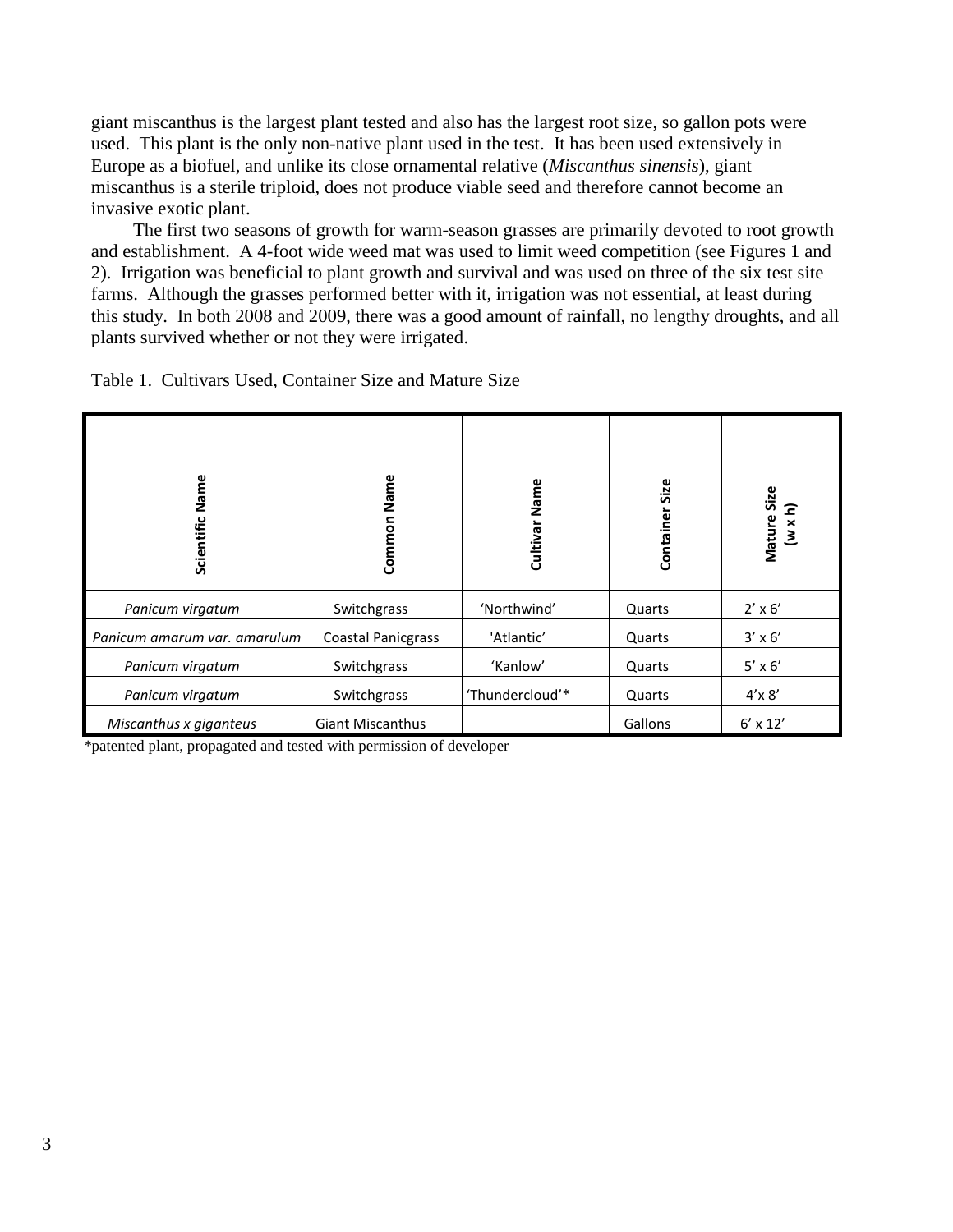giant miscanthus is the largest plant tested and also has the largest root size, so gallon pots were used. This plant is the only non-native plant used in the test. It has been used extensively in Europe as a biofuel, and unlike its close ornamental relative (*Miscanthus sinensis*), giant miscanthus is a sterile triploid, does not produce viable seed and therefore cannot become an invasive exotic plant.

The first two seasons of growth for warm-season grasses are primarily devoted to root growth and establishment. A 4-foot wide weed mat was used to limit weed competition (see Figures 1 and 2). Irrigation was beneficial to plant growth and survival and was used on three of the six test site farms. Although the grasses performed better with it, irrigation was not essential, at least during this study. In both 2008 and 2009, there was a good amount of rainfall, no lengthy droughts, and all plants survived whether or not they were irrigated.

Table 1. Cultivars Used, Container Size and Mature Size

| Scientific Name | Common Name | Cultivar Name | Container Size | Mature Size (w x h) |
|---|---|---|---|---|
| *Panicum virgatum* | Switchgrass | 'Northwind' | Quarts | 2' x 6' |
| *Panicum amarum var. amarulum* | Coastal Panicgrass | 'Atlantic' | Quarts | 3' x 6' |
| *Panicum virgatum* | Switchgrass | 'Kanlow' | Quarts | 5' x 6' |
| *Panicum virgatum* | Switchgrass | 'Thundercloud'* | Quarts | 4'x 8' |
| *Miscanthus x giganteus* | Giant Miscanthus | | Gallons | 6' x 12' |

*patented plant, propagated and tested with permission of developer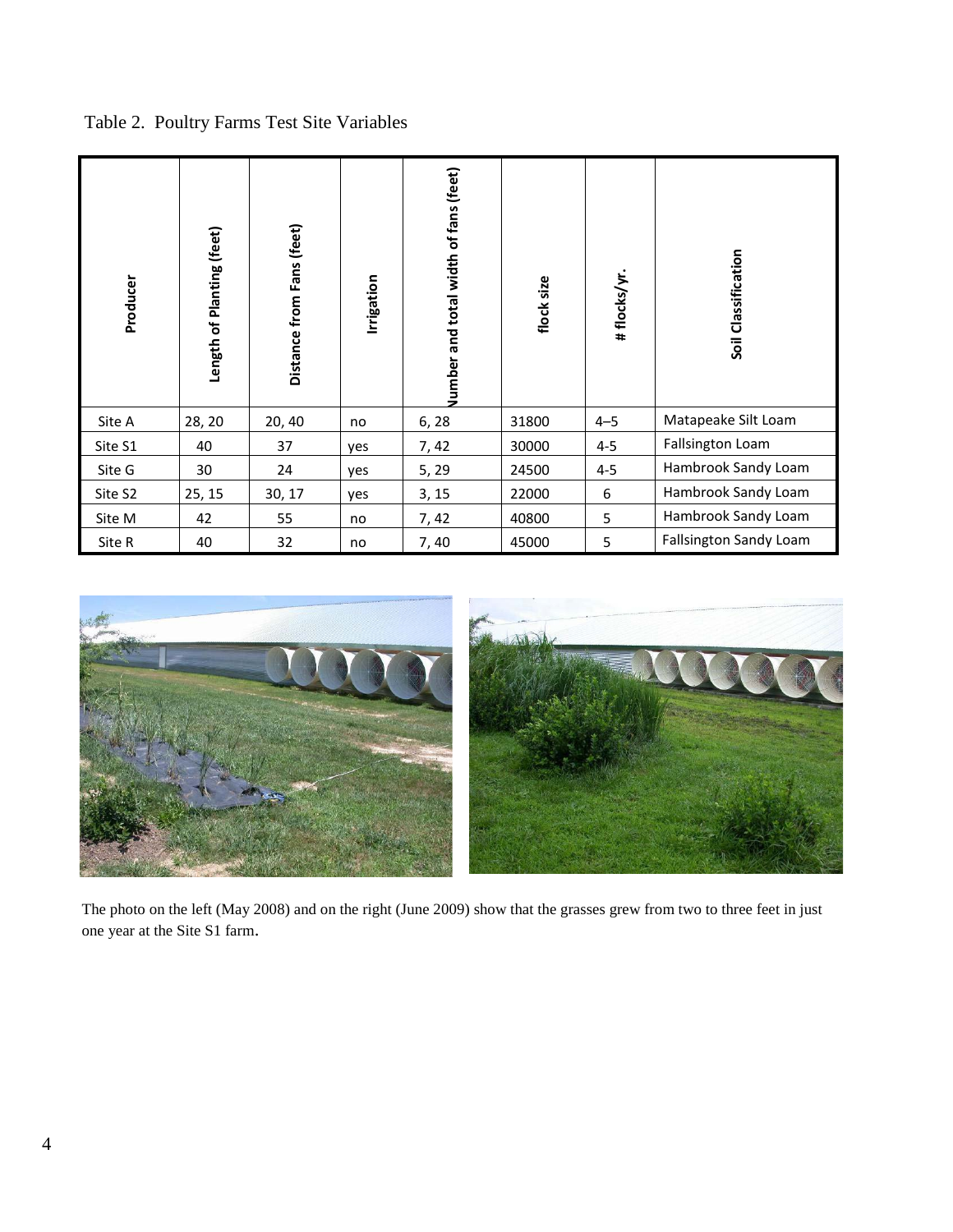Table 2. Poultry Farms Test Site Variables

| Producer | Length of Planting (feet) | Distance from Fans (feet) | Irrigation | Number and total width of fans (feet) | flock size | # flocks/yr. | Soil Classification |
|---|---|---|---|---|---|---|---|
| Site A | 28, 20 | 20, 40 | no | 6, 28 | 31800 | 4–5 | Matapeake Silt Loam |
| Site S1 | 40 | 37 | yes | 7, 42 | 30000 | 4-5 | Fallsington Loam |
| Site G | 30 | 24 | yes | 5, 29 | 24500 | 4-5 | Hambrook Sandy Loam |
| Site S2 | 25, 15 | 30, 17 | yes | 3, 15 | 22000 | 6 | Hambrook Sandy Loam |
| Site M | 42 | 55 | no | 7, 42 | 40800 | 5 | Hambrook Sandy Loam |
| Site R | 40 | 32 | no | 7, 40 | 45000 | 5 | Fallsington Sandy Loam |

The photo on the left (May 2008) and on the right (June 2009) show that the grasses grew from two to three feet in just one year at the Site S1 farm.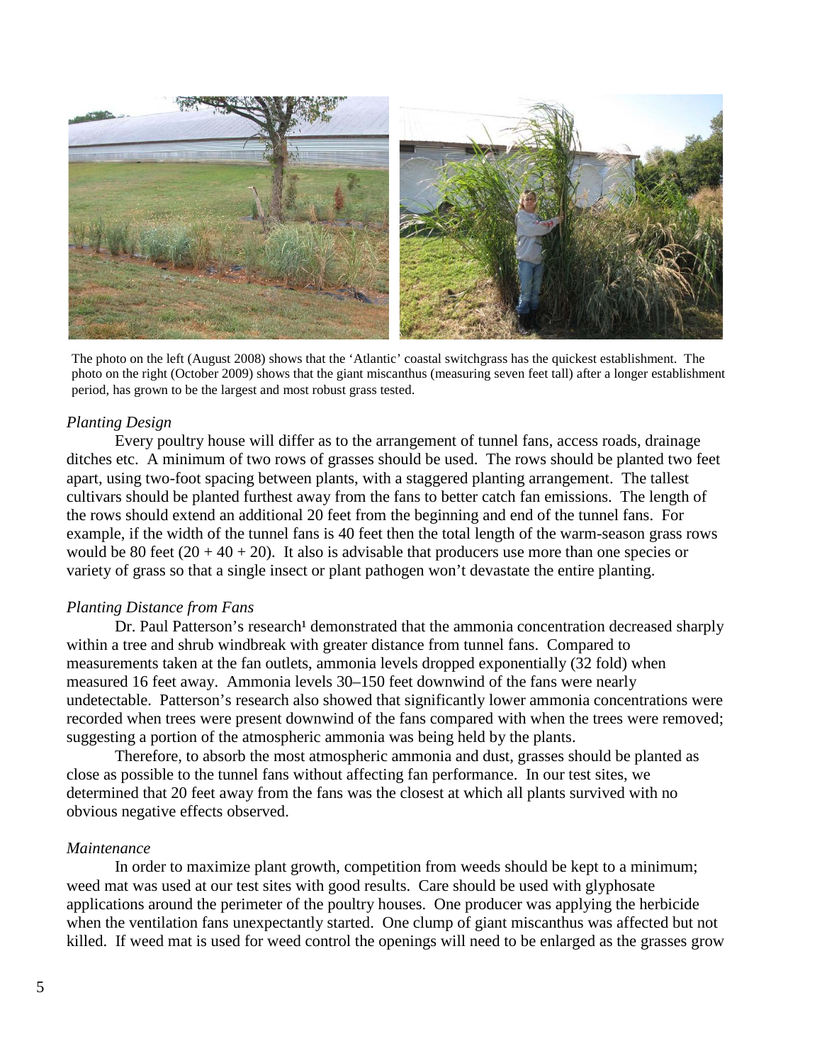The photo on the left (August 2008) shows that the 'Atlantic' coastal switchgrass has the quickest establishment. The photo on the right (October 2009) shows that the giant miscanthus (measuring seven feet tall) after a longer establishment period, has grown to be the largest and most robust grass tested.

*Planting Design*

Every poultry house will differ as to the arrangement of tunnel fans, access roads, drainage ditches etc. A minimum of two rows of grasses should be used. The rows should be planted two feet apart, using two-foot spacing between plants, with a staggered planting arrangement. The tallest cultivars should be planted furthest away from the fans to better catch fan emissions. The length of the rows should extend an additional 20 feet from the beginning and end of the tunnel fans. For example, if the width of the tunnel fans is 40 feet then the total length of the warm-season grass rows would be 80 feet (20 + 40 + 20). It also is advisable that producers use more than one species or variety of grass so that a single insect or plant pathogen won't devastate the entire planting.

*Planting Distance from Fans*

Dr. Paul Patterson's research[1] demonstrated that the ammonia concentration decreased sharply within a tree and shrub windbreak with greater distance from tunnel fans. Compared to measurements taken at the fan outlets, ammonia levels dropped exponentially (32 fold) when measured 16 feet away. Ammonia levels 30–150 feet downwind of the fans were nearly undetectable. Patterson's research also showed that significantly lower ammonia concentrations were recorded when trees were present downwind of the fans compared with when the trees were removed; suggesting a portion of the atmospheric ammonia was being held by the plants.

Therefore, to absorb the most atmospheric ammonia and dust, grasses should be planted as close as possible to the tunnel fans without affecting fan performance. In our test sites, we determined that 20 feet away from the fans was the closest at which all plants survived with no obvious negative effects observed.

*Maintenance*

In order to maximize plant growth, competition from weeds should be kept to a minimum; weed mat was used at our test sites with good results. Care should be used with glyphosate applications around the perimeter of the poultry houses. One producer was applying the herbicide when the ventilation fans unexpectantly started. One clump of giant miscanthus was affected but not killed. If weed mat is used for weed control the openings will need to be enlarged as the grasses grow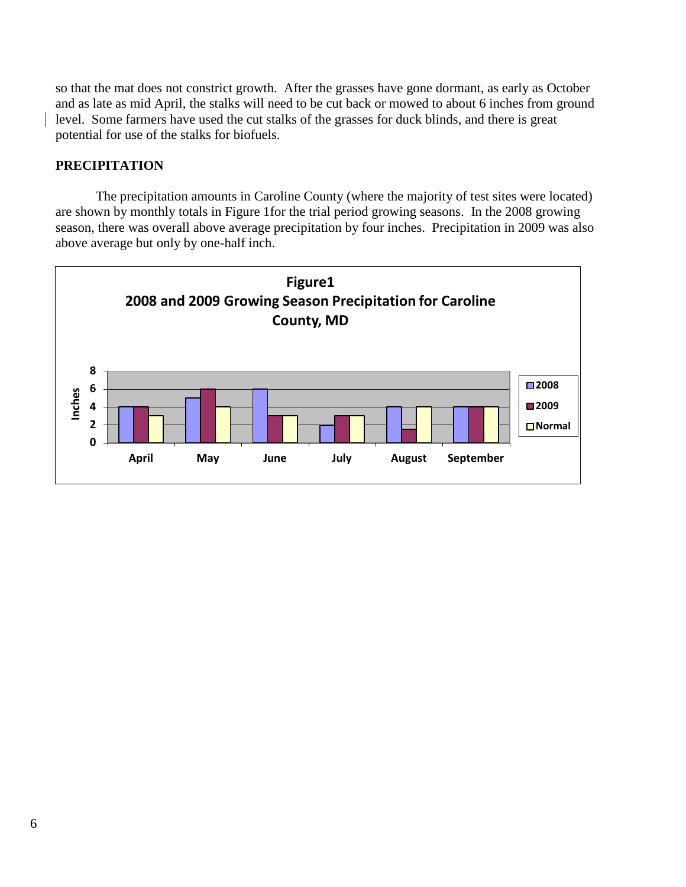so that the mat does not constrict growth. After the grasses have gone dormant, as early as October and as late as mid April, the stalks will need to be cut back or mowed to about 6 inches from ground level. Some farmers have used the cut stalks of the grasses for duck blinds, and there is great potential for use of the stalks for biofuels.

## PRECIPITATION

The precipitation amounts in Caroline County (where the majority of test sites were located) are shown by monthly totals in Figure 1for the trial period growing seasons. In the 2008 growing season, there was overall above average precipitation by four inches. Precipitation in 2009 was also above average but only by one-half inch.

**Figure1**
**2008 and 2009 Growing Season Precipitation for Caroline County, MD**

| Month | 2008 | 2009 | Normal |
|---|---|---|---|
| April | 4 | 4 | 3 |
| May | 5 | 6 | 4 |
| June | 6 | 3 | 3 |
| July | 2 | 3 | 3 |
| August | 4 | 1.5 | 4 |
| September | 4 | 4 | 4 |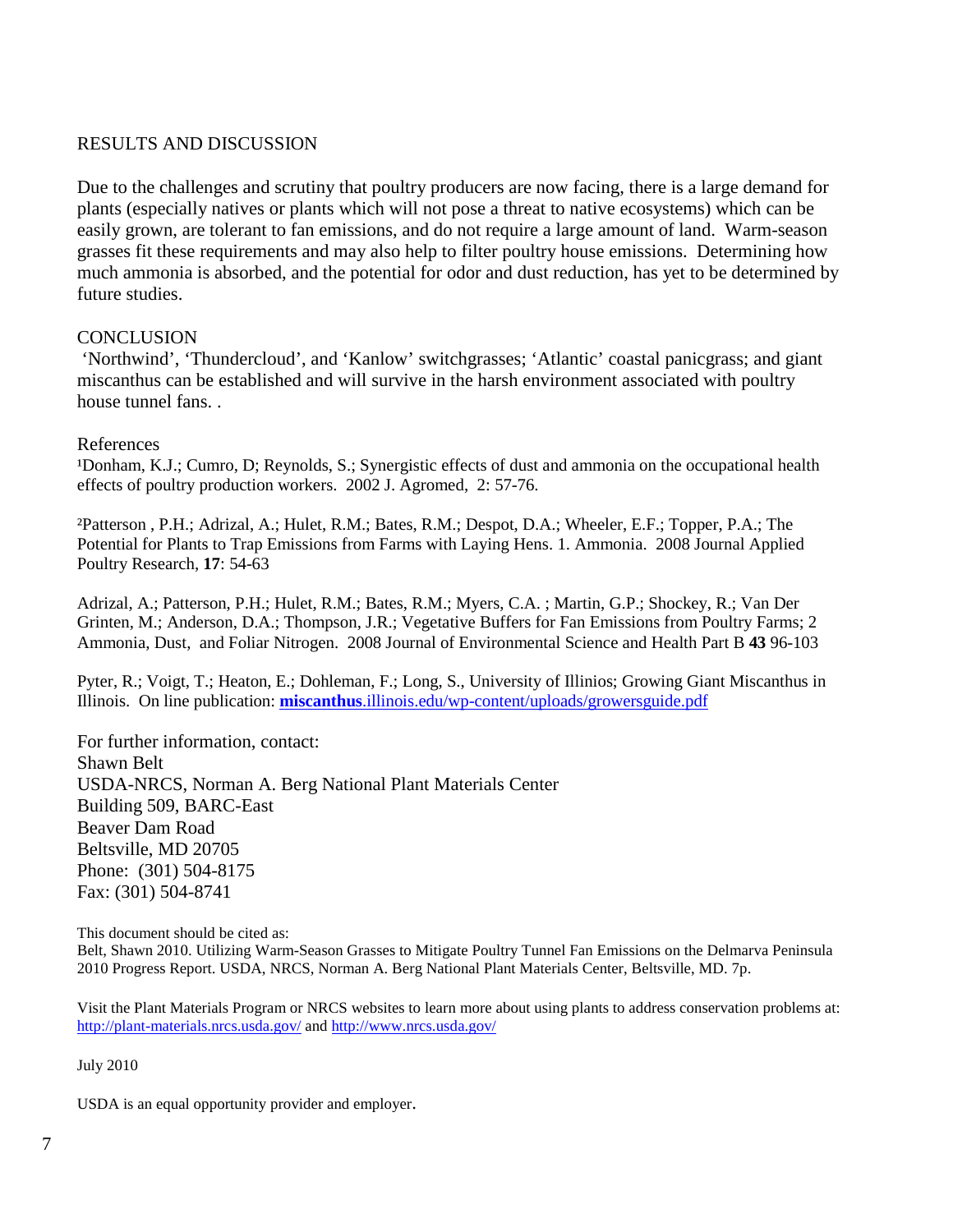## RESULTS AND DISCUSSION

Due to the challenges and scrutiny that poultry producers are now facing, there is a large demand for plants (especially natives or plants which will not pose a threat to native ecosystems) which can be easily grown, are tolerant to fan emissions, and do not require a large amount of land. Warm-season grasses fit these requirements and may also help to filter poultry house emissions. Determining how much ammonia is absorbed, and the potential for odor and dust reduction, has yet to be determined by future studies.

## CONCLUSION

'Northwind', 'Thundercloud', and 'Kanlow' switchgrasses; 'Atlantic' coastal panicgrass; and giant miscanthus can be established and will survive in the harsh environment associated with poultry house tunnel fans. .

## References

[1]Donham, K.J.; Cumro, D; Reynolds, S.; Synergistic effects of dust and ammonia on the occupational health effects of poultry production workers. 2002 J. Agromed, 2: 57-76.

[2]Patterson , P.H.; Adrizal, A.; Hulet, R.M.; Bates, R.M.; Despot, D.A.; Wheeler, E.F.; Topper, P.A.; The Potential for Plants to Trap Emissions from Farms with Laying Hens. 1. Ammonia. 2008 Journal Applied Poultry Research, **17**: 54-63

Adrizal, A.; Patterson, P.H.; Hulet, R.M.; Bates, R.M.; Myers, C.A. ; Martin, G.P.; Shockey, R.; Van Der Grinten, M.; Anderson, D.A.; Thompson, J.R.; Vegetative Buffers for Fan Emissions from Poultry Farms; 2 Ammonia, Dust, and Foliar Nitrogen. 2008 Journal of Environmental Science and Health Part B **43** 96-103

Pyter, R.; Voigt, T.; Heaton, E.; Dohleman, F.; Long, S., University of Illinios; Growing Giant Miscanthus in Illinois. On line publication: **miscanthus**.illinois.edu/wp-content/uploads/growersguide.pdf

For further information, contact:
Shawn Belt
USDA-NRCS, Norman A. Berg National Plant Materials Center
Building 509, BARC-East
Beaver Dam Road
Beltsville, MD 20705
Phone: (301) 504-8175
Fax: (301) 504-8741

This document should be cited as:
Belt, Shawn 2010. Utilizing Warm-Season Grasses to Mitigate Poultry Tunnel Fan Emissions on the Delmarva Peninsula 2010 Progress Report. USDA, NRCS, Norman A. Berg National Plant Materials Center, Beltsville, MD. 7p.

Visit the Plant Materials Program or NRCS websites to learn more about using plants to address conservation problems at: http://plant-materials.nrcs.usda.gov/ and http://www.nrcs.usda.gov/

July 2010

USDA is an equal opportunity provider and employer.